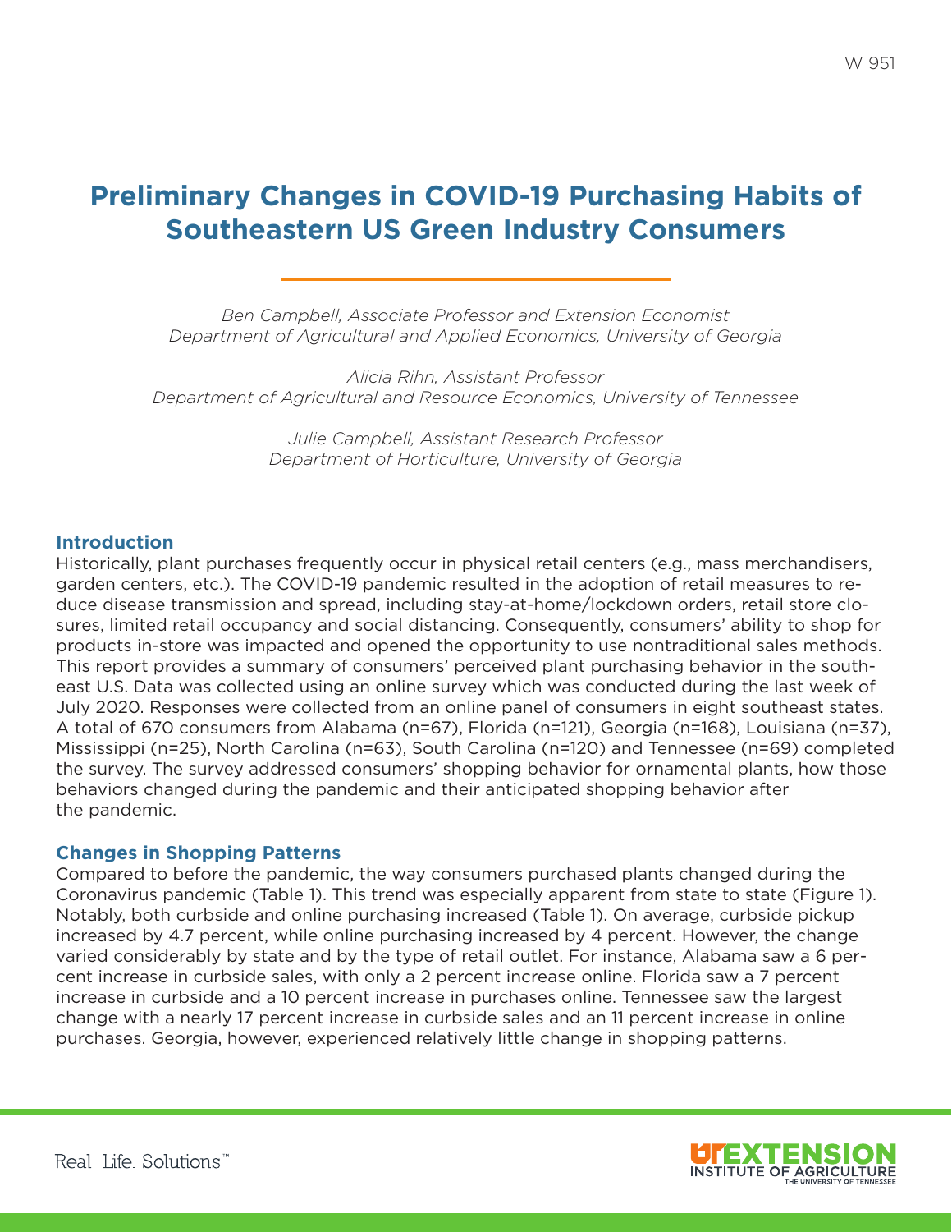# Preliminary Changes in COVID-19 Purchasing Habits of Southeastern US Green Industry Consumers

*Ben Campbell, Associate Professor and Extension Economist*
*Department of Agricultural and Applied Economics, University of Georgia*

*Alicia Rihn, Assistant Professor*
*Department of Agricultural and Resource Economics, University of Tennessee*

*Julie Campbell, Assistant Research Professor*
*Department of Horticulture, University of Georgia*

## Introduction

Historically, plant purchases frequently occur in physical retail centers (e.g., mass merchandisers, garden centers, etc.). The COVID-19 pandemic resulted in the adoption of retail measures to reduce disease transmission and spread, including stay-at-home/lockdown orders, retail store closures, limited retail occupancy and social distancing. Consequently, consumers' ability to shop for products in-store was impacted and opened the opportunity to use nontraditional sales methods. This report provides a summary of consumers' perceived plant purchasing behavior in the southeast U.S. Data was collected using an online survey which was conducted during the last week of July 2020. Responses were collected from an online panel of consumers in eight southeast states. A total of 670 consumers from Alabama (n=67), Florida (n=121), Georgia (n=168), Louisiana (n=37), Mississippi (n=25), North Carolina (n=63), South Carolina (n=120) and Tennessee (n=69) completed the survey. The survey addressed consumers' shopping behavior for ornamental plants, how those behaviors changed during the pandemic and their anticipated shopping behavior after the pandemic.

## Changes in Shopping Patterns

Compared to before the pandemic, the way consumers purchased plants changed during the Coronavirus pandemic (Table 1). This trend was especially apparent from state to state (Figure 1). Notably, both curbside and online purchasing increased (Table 1). On average, curbside pickup increased by 4.7 percent, while online purchasing increased by 4 percent. However, the change varied considerably by state and by the type of retail outlet. For instance, Alabama saw a 6 percent increase in curbside sales, with only a 2 percent increase online. Florida saw a 7 percent increase in curbside and a 10 percent increase in purchases online. Tennessee saw the largest change with a nearly 17 percent increase in curbside sales and an 11 percent increase in online purchases. Georgia, however, experienced relatively little change in shopping patterns.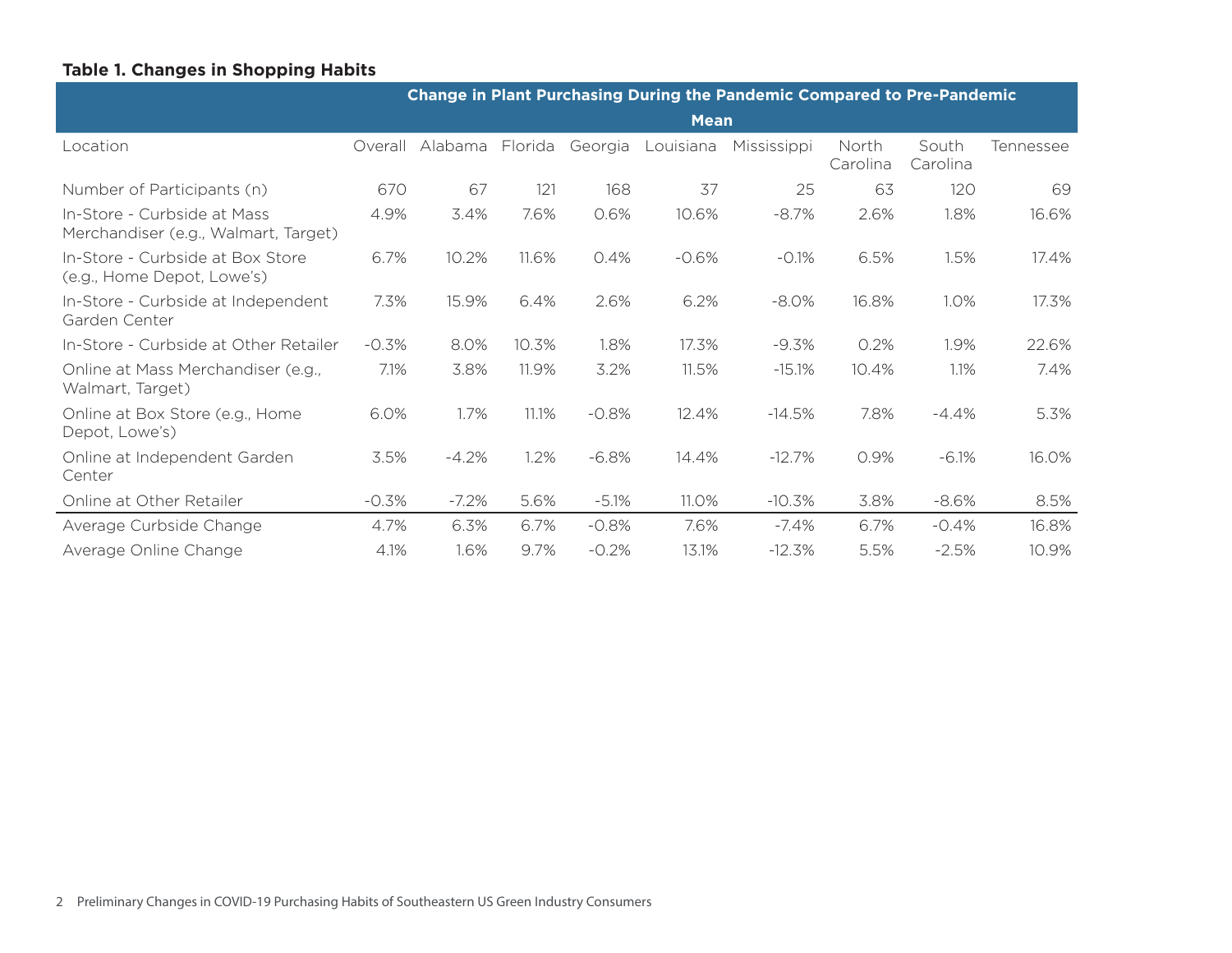**Table 1. Changes in Shopping Habits**

| | Change in Plant Purchasing During the Pandemic Compared to Pre-Pandemic | | | | | | | | |
|---|---|---|---|---|---|---|---|---|---|
| | Mean | | | | | | | | |
| Location | Overall | Alabama | Florida | Georgia | Louisiana | Mississippi | North Carolina | South Carolina | Tennessee |
| Number of Participants (n) | 670 | 67 | 121 | 168 | 37 | 25 | 63 | 120 | 69 |
| In-Store - Curbside at Mass Merchandiser (e.g., Walmart, Target) | 4.9% | 3.4% | 7.6% | 0.6% | 10.6% | -8.7% | 2.6% | 1.8% | 16.6% |
| In-Store - Curbside at Box Store (e.g., Home Depot, Lowe's) | 6.7% | 10.2% | 11.6% | 0.4% | -0.6% | -0.1% | 6.5% | 1.5% | 17.4% |
| In-Store - Curbside at Independent Garden Center | 7.3% | 15.9% | 6.4% | 2.6% | 6.2% | -8.0% | 16.8% | 1.0% | 17.3% |
| In-Store - Curbside at Other Retailer | -0.3% | 8.0% | 10.3% | 1.8% | 17.3% | -9.3% | 0.2% | 1.9% | 22.6% |
| Online at Mass Merchandiser (e.g., Walmart, Target) | 7.1% | 3.8% | 11.9% | 3.2% | 11.5% | -15.1% | 10.4% | 1.1% | 7.4% |
| Online at Box Store (e.g., Home Depot, Lowe's) | 6.0% | 1.7% | 11.1% | -0.8% | 12.4% | -14.5% | 7.8% | -4.4% | 5.3% |
| Online at Independent Garden Center | 3.5% | -4.2% | 1.2% | -6.8% | 14.4% | -12.7% | 0.9% | -6.1% | 16.0% |
| Online at Other Retailer | -0.3% | -7.2% | 5.6% | -5.1% | 11.0% | -10.3% | 3.8% | -8.6% | 8.5% |
| Average Curbside Change | 4.7% | 6.3% | 6.7% | -0.8% | 7.6% | -7.4% | 6.7% | -0.4% | 16.8% |
| Average Online Change | 4.1% | 1.6% | 9.7% | -0.2% | 13.1% | -12.3% | 5.5% | -2.5% | 10.9% |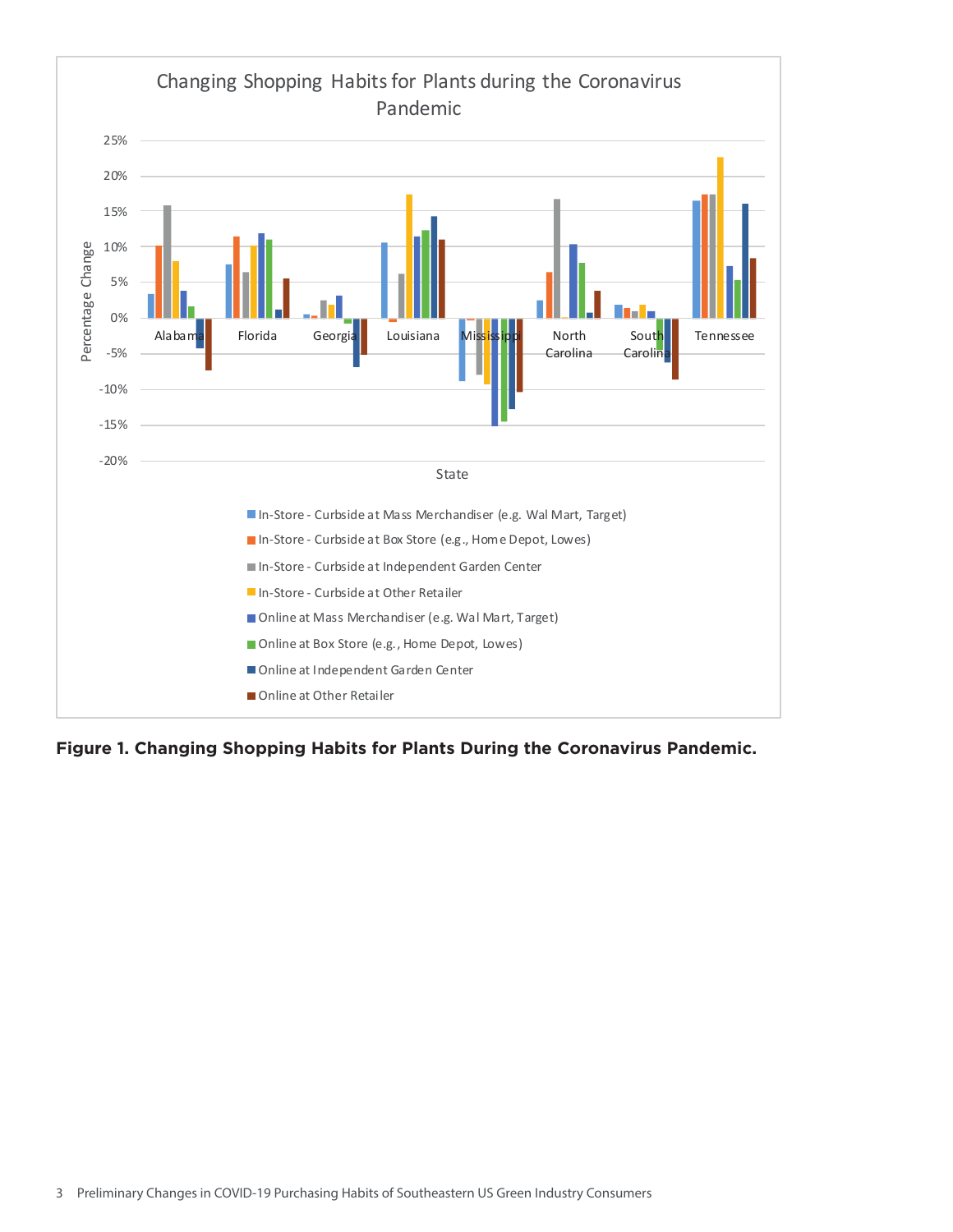**Figure 1. Changing Shopping Habits for Plants During the Coronavirus Pandemic.**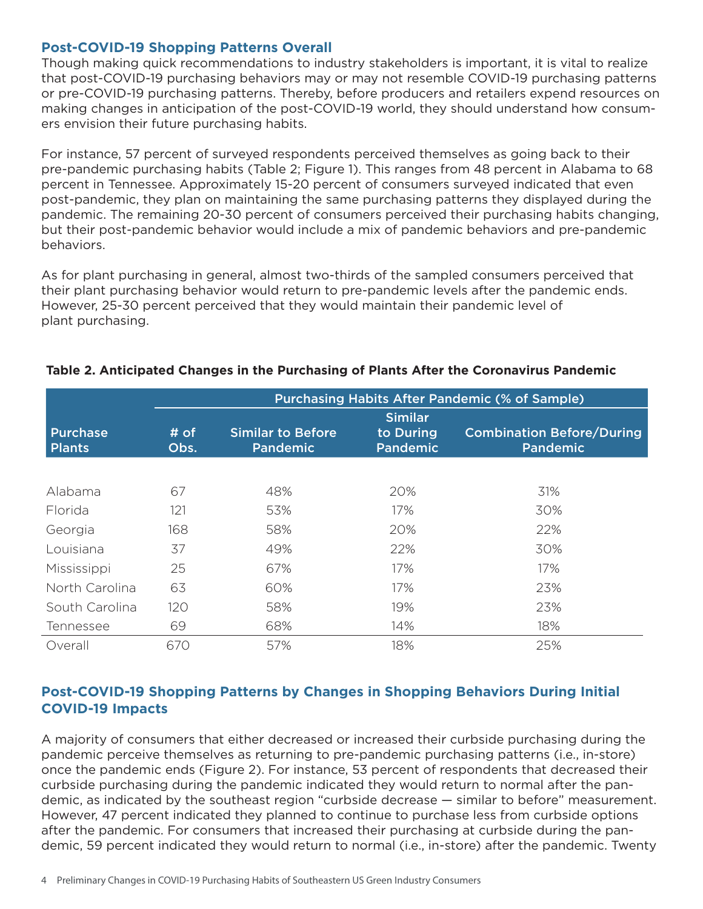## Post-COVID-19 Shopping Patterns Overall

Though making quick recommendations to industry stakeholders is important, it is vital to realize that post-COVID-19 purchasing behaviors may or may not resemble COVID-19 purchasing patterns or pre-COVID-19 purchasing patterns. Thereby, before producers and retailers expend resources on making changes in anticipation of the post-COVID-19 world, they should understand how consumers envision their future purchasing habits.

For instance, 57 percent of surveyed respondents perceived themselves as going back to their pre-pandemic purchasing habits (Table 2; Figure 1). This ranges from 48 percent in Alabama to 68 percent in Tennessee. Approximately 15-20 percent of consumers surveyed indicated that even post-pandemic, they plan on maintaining the same purchasing patterns they displayed during the pandemic. The remaining 20-30 percent of consumers perceived their purchasing habits changing, but their post-pandemic behavior would include a mix of pandemic behaviors and pre-pandemic behaviors.

As for plant purchasing in general, almost two-thirds of the sampled consumers perceived that their plant purchasing behavior would return to pre-pandemic levels after the pandemic ends. However, 25-30 percent perceived that they would maintain their pandemic level of plant purchasing.

**Table 2. Anticipated Changes in the Purchasing of Plants After the Coronavirus Pandemic**

| | | Purchasing Habits After Pandemic (% of Sample) | | |
|---|---|---|---|---|
| Purchase Plants | # of Obs. | Similar to Before Pandemic | Similar to During Pandemic | Combination Before/During Pandemic |
| Alabama | 67 | 48% | 20% | 31% |
| Florida | 121 | 53% | 17% | 30% |
| Georgia | 168 | 58% | 20% | 22% |
| Louisiana | 37 | 49% | 22% | 30% |
| Mississippi | 25 | 67% | 17% | 17% |
| North Carolina | 63 | 60% | 17% | 23% |
| South Carolina | 120 | 58% | 19% | 23% |
| Tennessee | 69 | 68% | 14% | 18% |
| Overall | 670 | 57% | 18% | 25% |

## Post-COVID-19 Shopping Patterns by Changes in Shopping Behaviors During Initial COVID-19 Impacts

A majority of consumers that either decreased or increased their curbside purchasing during the pandemic perceive themselves as returning to pre-pandemic purchasing patterns (i.e., in-store) once the pandemic ends (Figure 2). For instance, 53 percent of respondents that decreased their curbside purchasing during the pandemic indicated they would return to normal after the pandemic, as indicated by the southeast region "curbside decrease — similar to before" measurement. However, 47 percent indicated they planned to continue to purchase less from curbside options after the pandemic. For consumers that increased their purchasing at curbside during the pandemic, 59 percent indicated they would return to normal (i.e., in-store) after the pandemic. Twenty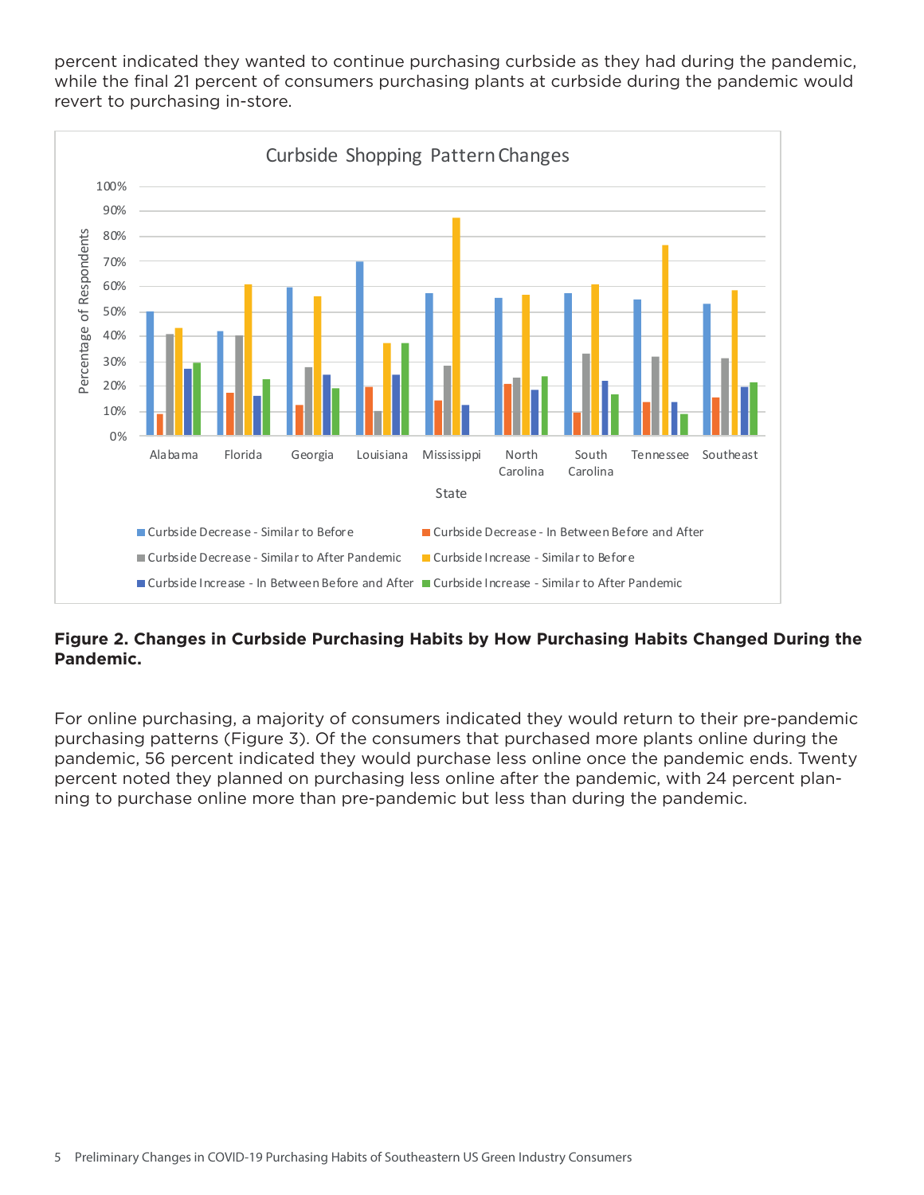percent indicated they wanted to continue purchasing curbside as they had during the pandemic, while the final 21 percent of consumers purchasing plants at curbside during the pandemic would revert to purchasing in-store.

**Figure 2. Changes in Curbside Purchasing Habits by How Purchasing Habits Changed During the Pandemic.**

For online purchasing, a majority of consumers indicated they would return to their pre-pandemic purchasing patterns (Figure 3). Of the consumers that purchased more plants online during the pandemic, 56 percent indicated they would purchase less online once the pandemic ends. Twenty percent noted they planned on purchasing less online after the pandemic, with 24 percent planning to purchase online more than pre-pandemic but less than during the pandemic.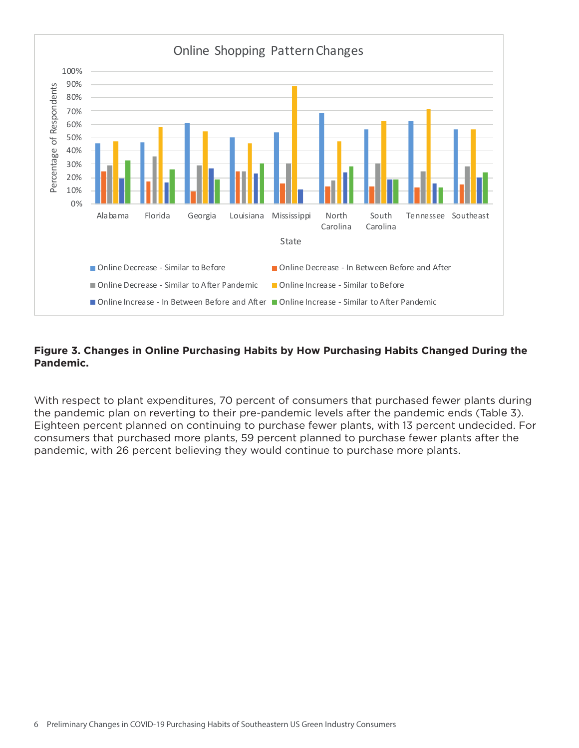**Figure 3. Changes in Online Purchasing Habits by How Purchasing Habits Changed During the Pandemic.**

With respect to plant expenditures, 70 percent of consumers that purchased fewer plants during the pandemic plan on reverting to their pre-pandemic levels after the pandemic ends (Table 3). Eighteen percent planned on continuing to purchase fewer plants, with 13 percent undecided. For consumers that purchased more plants, 59 percent planned to purchase fewer plants after the pandemic, with 26 percent believing they would continue to purchase more plants.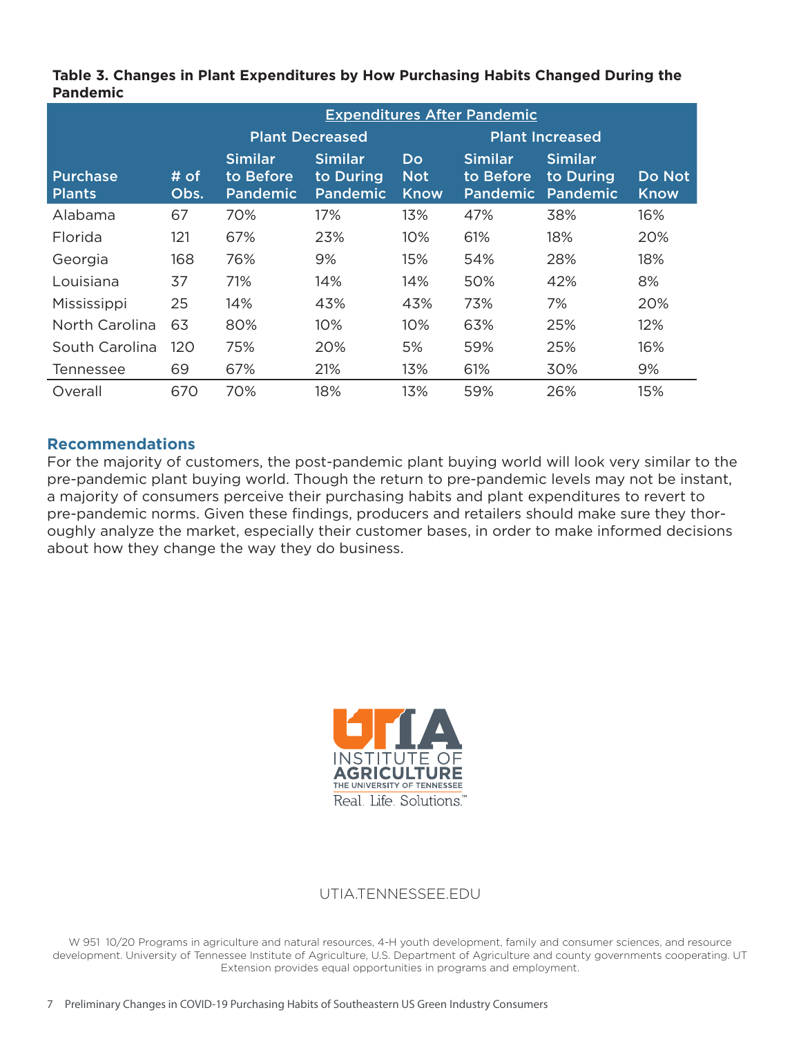**Table 3. Changes in Plant Expenditures by How Purchasing Habits Changed During the Pandemic**

| | | Expenditures After Pandemic | | | | | |
|---|---|---|---|---|---|---|---|
| | | Plant Decreased | | | Plant Increased | | |
| Purchase Plants | # of Obs. | Similar to Before Pandemic | Similar to During Pandemic | Do Not Know | Similar to Before Pandemic | Similar to During Pandemic | Do Not Know |
| Alabama | 67 | 70% | 17% | 13% | 47% | 38% | 16% |
| Florida | 121 | 67% | 23% | 10% | 61% | 18% | 20% |
| Georgia | 168 | 76% | 9% | 15% | 54% | 28% | 18% |
| Louisiana | 37 | 71% | 14% | 14% | 50% | 42% | 8% |
| Mississippi | 25 | 14% | 43% | 43% | 73% | 7% | 20% |
| North Carolina | 63 | 80% | 10% | 10% | 63% | 25% | 12% |
| South Carolina | 120 | 75% | 20% | 5% | 59% | 25% | 16% |
| Tennessee | 69 | 67% | 21% | 13% | 61% | 30% | 9% |
| Overall | 670 | 70% | 18% | 13% | 59% | 26% | 15% |

## Recommendations

For the majority of customers, the post-pandemic plant buying world will look very similar to the pre-pandemic plant buying world. Though the return to pre-pandemic levels may not be instant, a majority of consumers perceive their purchasing habits and plant expenditures to revert to pre-pandemic norms. Given these findings, producers and retailers should make sure they thoroughly analyze the market, especially their customer bases, in order to make informed decisions about how they change the way they do business.

UTIA INSTITUTE OF AGRICULTURE THE UNIVERSITY OF TENNESSEE Real. Life. Solutions.™

UTIA.TENNESSEE.EDU

W 951 10/20 Programs in agriculture and natural resources, 4-H youth development, family and consumer sciences, and resource development. University of Tennessee Institute of Agriculture, U.S. Department of Agriculture and county governments cooperating. UT Extension provides equal opportunities in programs and employment.